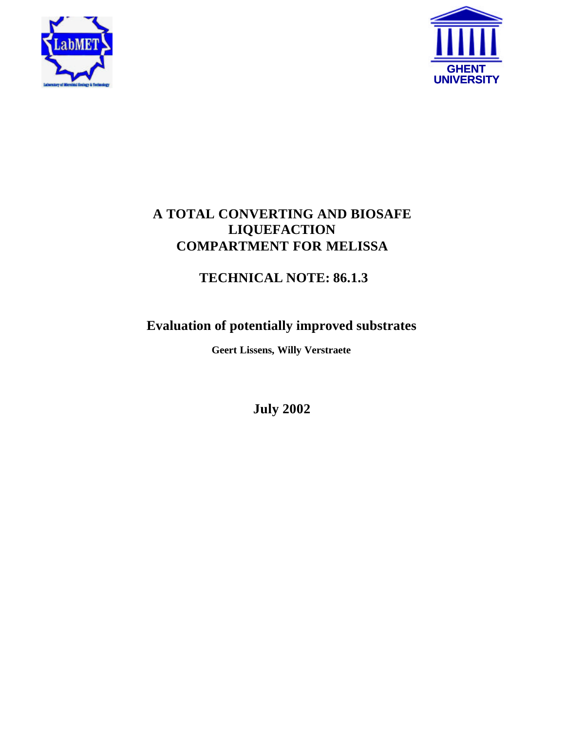# A TOTAL CONVERTING AND BIOSAFE LIQUEFACTION COMPARTMENT FOR MELISSA

## TECHNICAL NOTE: 86.1.3

## Evaluation of potentially improved substrates

**Geert Lissens, Willy Verstraete**

**July 2002**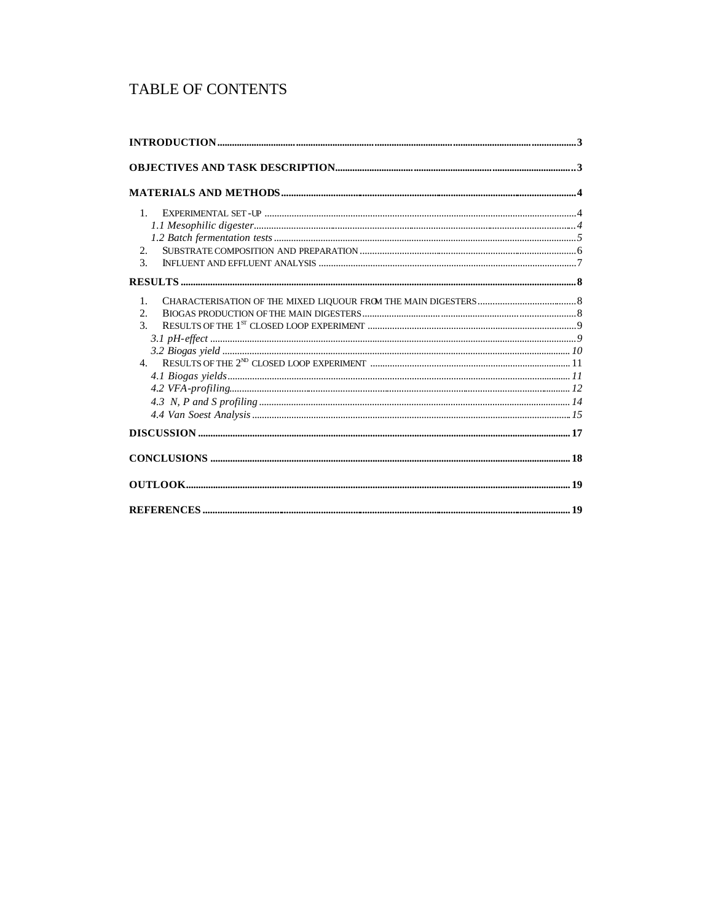# TABLE OF CONTENTS

**INTRODUCTION** .......... 3

**OBJECTIVES AND TASK DESCRIPTION** .......... 3

**MATERIALS AND METHODS** .......... 4

1. EXPERIMENTAL SET-UP .......... 4
   - *1.1 Mesophilic digester* .......... 4
   - *1.2 Batch fermentation tests* .......... 5
2. SUBSTRATE COMPOSITION AND PREPARATION .......... 6
3. INFLUENT AND EFFLUENT ANALYSIS .......... 7

**RESULTS** .......... 8

1. CHARACTERISATION OF THE MIXED LIQUOUR FROM THE MAIN DIGESTERS .......... 8
2. BIOGAS PRODUCTION OF THE MAIN DIGESTERS .......... 8
3. RESULTS OF THE 1ST CLOSED LOOP EXPERIMENT .......... 9
   - *3.1 pH-effect* .......... 9
   - *3.2 Biogas yield* .......... 10
4. RESULTS OF THE 2ND CLOSED LOOP EXPERIMENT .......... 11
   - *4.1 Biogas yields* .......... 11
   - *4.2 VFA-profiling* .......... 12
   - *4.3 N, P and S profiling* .......... 14
   - *4.4 Van Soest Analysis* .......... 15

**DISCUSSION** .......... 17

**CONCLUSIONS** .......... 18

**OUTLOOK** .......... 19

**REFERENCES** .......... 19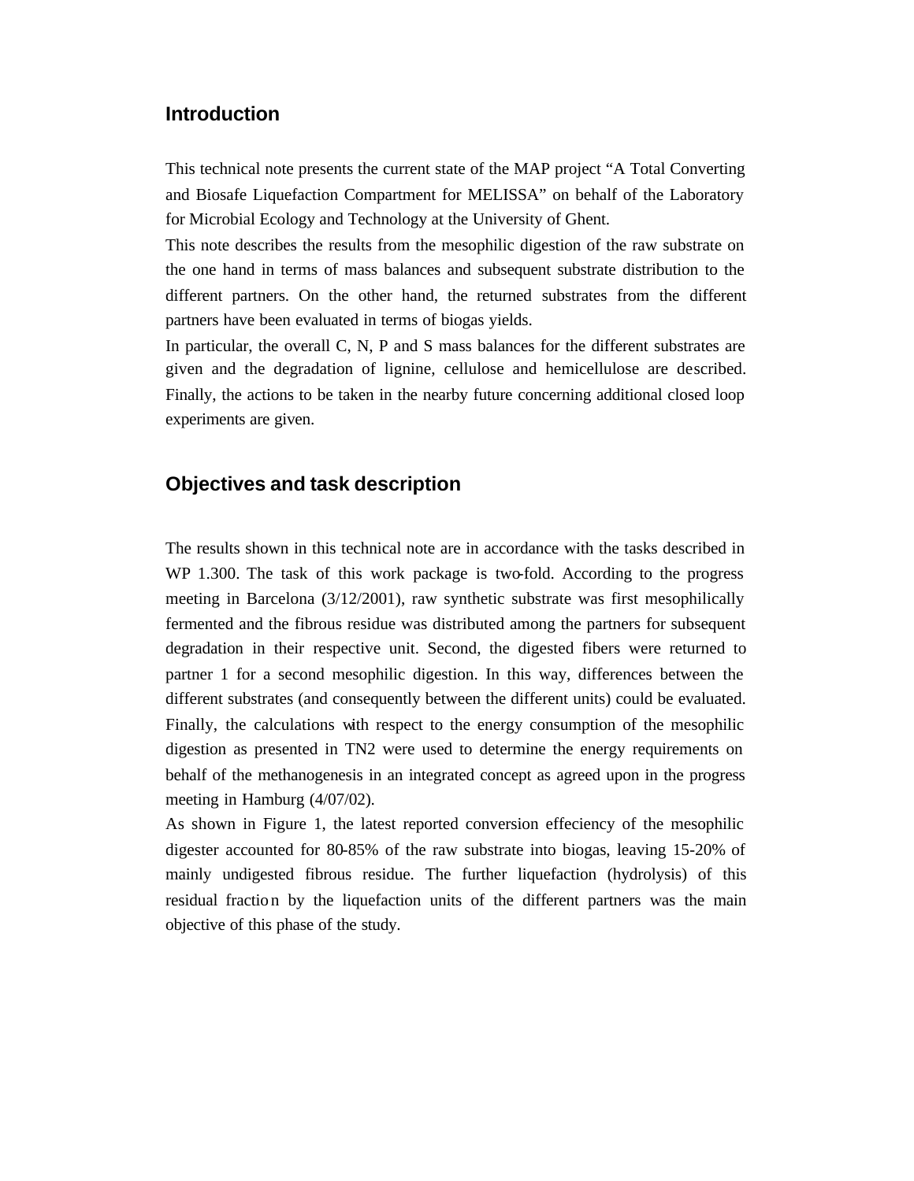## Introduction

This technical note presents the current state of the MAP project "A Total Converting and Biosafe Liquefaction Compartment for MELISSA" on behalf of the Laboratory for Microbial Ecology and Technology at the University of Ghent.

This note describes the results from the mesophilic digestion of the raw substrate on the one hand in terms of mass balances and subsequent substrate distribution to the different partners. On the other hand, the returned substrates from the different partners have been evaluated in terms of biogas yields.

In particular, the overall C, N, P and S mass balances for the different substrates are given and the degradation of lignine, cellulose and hemicellulose are described. Finally, the actions to be taken in the nearby future concerning additional closed loop experiments are given.

## Objectives and task description

The results shown in this technical note are in accordance with the tasks described in WP 1.300. The task of this work package is two-fold. According to the progress meeting in Barcelona (3/12/2001), raw synthetic substrate was first mesophilically fermented and the fibrous residue was distributed among the partners for subsequent degradation in their respective unit. Second, the digested fibers were returned to partner 1 for a second mesophilic digestion. In this way, differences between the different substrates (and consequently between the different units) could be evaluated. Finally, the calculations with respect to the energy consumption of the mesophilic digestion as presented in TN2 were used to determine the energy requirements on behalf of the methanogenesis in an integrated concept as agreed upon in the progress meeting in Hamburg (4/07/02).

As shown in Figure 1, the latest reported conversion effeciency of the mesophilic digester accounted for 80-85% of the raw substrate into biogas, leaving 15-20% of mainly undigested fibrous residue. The further liquefaction (hydrolysis) of this residual fraction by the liquefaction units of the different partners was the main objective of this phase of the study.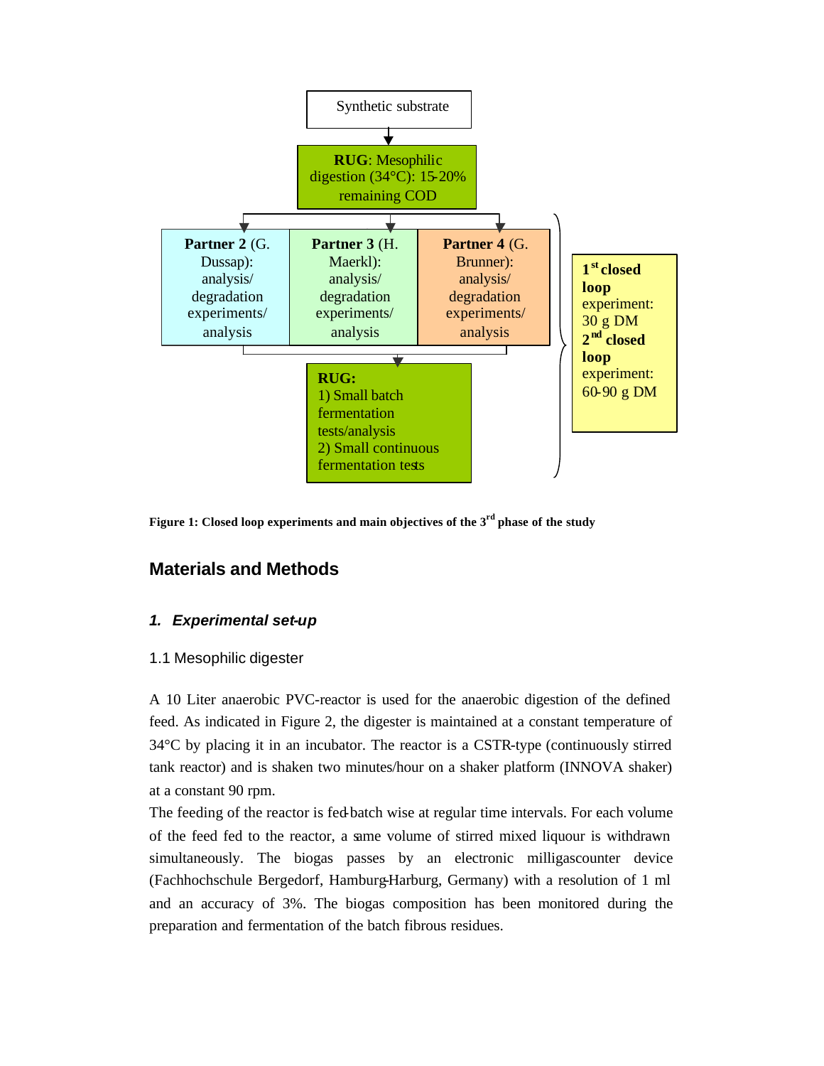Synthetic substrate

**RUG**: Mesophilic digestion (34°C): 15-20% remaining COD

**Partner 2** (G. Dussap): analysis/ degradation experiments/ analysis

**Partner 3** (H. Maerkl): analysis/ degradation experiments/ analysis

**Partner 4** (G. Brunner): analysis/ degradation experiments/ analysis

**RUG:**
1) Small batch fermentation tests/analysis
2) Small continuous fermentation tests

**1st closed loop** experiment: 30 g DM
**2nd closed loop** experiment: 60-90 g DM

**Figure 1: Closed loop experiments and main objectives of the 3rd phase of the study**

## Materials and Methods

### *1. Experimental set-up*

#### 1.1 Mesophilic digester

A 10 Liter anaerobic PVC-reactor is used for the anaerobic digestion of the defined feed. As indicated in Figure 2, the digester is maintained at a constant temperature of 34°C by placing it in an incubator. The reactor is a CSTR-type (continuously stirred tank reactor) and is shaken two minutes/hour on a shaker platform (INNOVA shaker) at a constant 90 rpm.

The feeding of the reactor is fed-batch wise at regular time intervals. For each volume of the feed fed to the reactor, a same volume of stirred mixed liquour is withdrawn simultaneously. The biogas passes by an electronic milligascounter device (Fachhochschule Bergedorf, Hamburg-Harburg, Germany) with a resolution of 1 ml and an accuracy of 3%. The biogas composition has been monitored during the preparation and fermentation of the batch fibrous residues.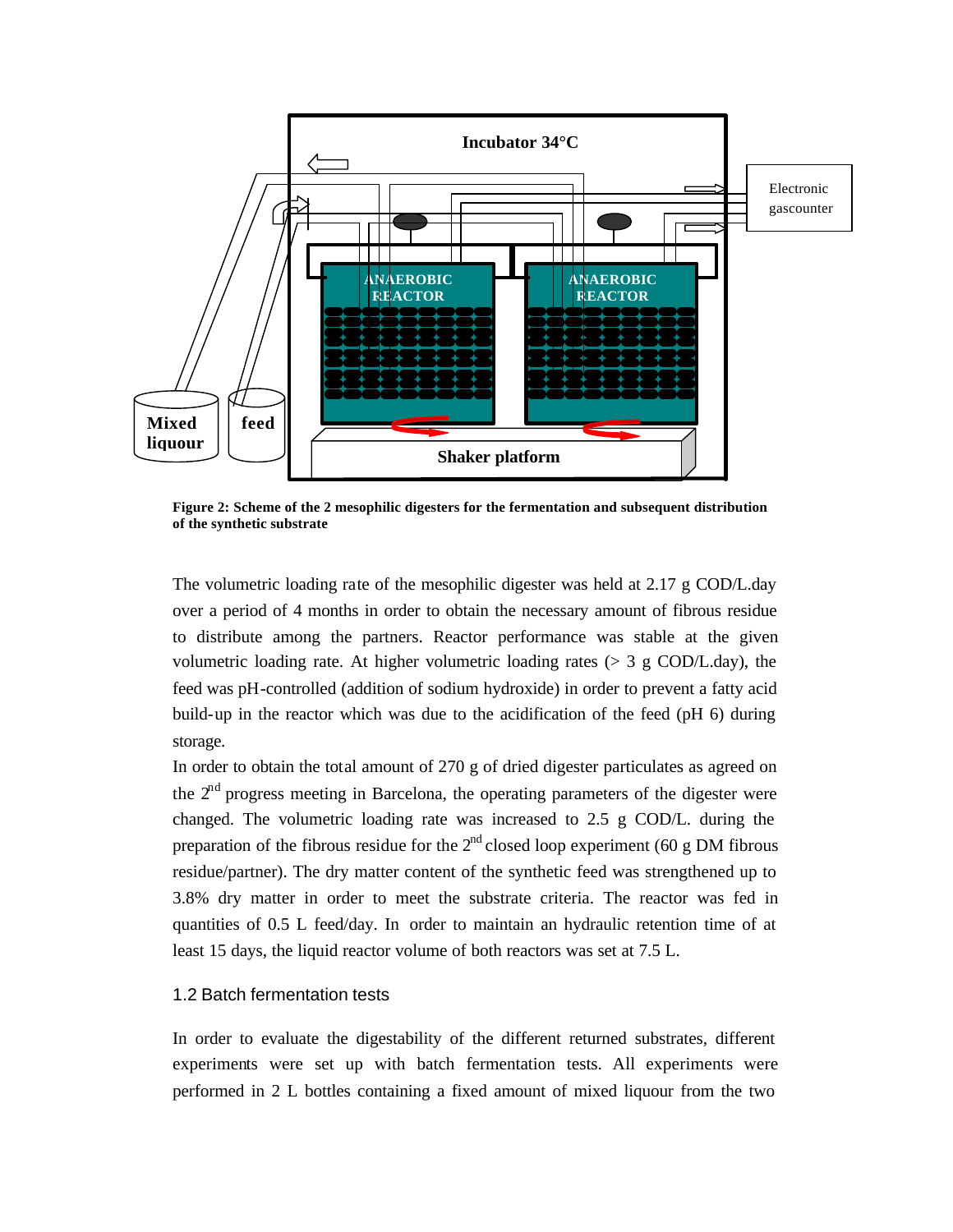**Figure 2: Scheme of the 2 mesophilic digesters for the fermentation and subsequent distribution of the synthetic substrate**

The volumetric loading rate of the mesophilic digester was held at 2.17 g COD/L.day over a period of 4 months in order to obtain the necessary amount of fibrous residue to distribute among the partners. Reactor performance was stable at the given volumetric loading rate. At higher volumetric loading rates (> 3 g COD/L.day), the feed was pH-controlled (addition of sodium hydroxide) in order to prevent a fatty acid build-up in the reactor which was due to the acidification of the feed (pH 6) during storage.

In order to obtain the total amount of 270 g of dried digester particulates as agreed on the 2nd progress meeting in Barcelona, the operating parameters of the digester were changed. The volumetric loading rate was increased to 2.5 g COD/L. during the preparation of the fibrous residue for the 2nd closed loop experiment (60 g DM fibrous residue/partner). The dry matter content of the synthetic feed was strengthened up to 3.8% dry matter in order to meet the substrate criteria. The reactor was fed in quantities of 0.5 L feed/day. In order to maintain an hydraulic retention time of at least 15 days, the liquid reactor volume of both reactors was set at 7.5 L.

### 1.2 Batch fermentation tests

In order to evaluate the digestability of the different returned substrates, different experiments were set up with batch fermentation tests. All experiments were performed in 2 L bottles containing a fixed amount of mixed liquour from the two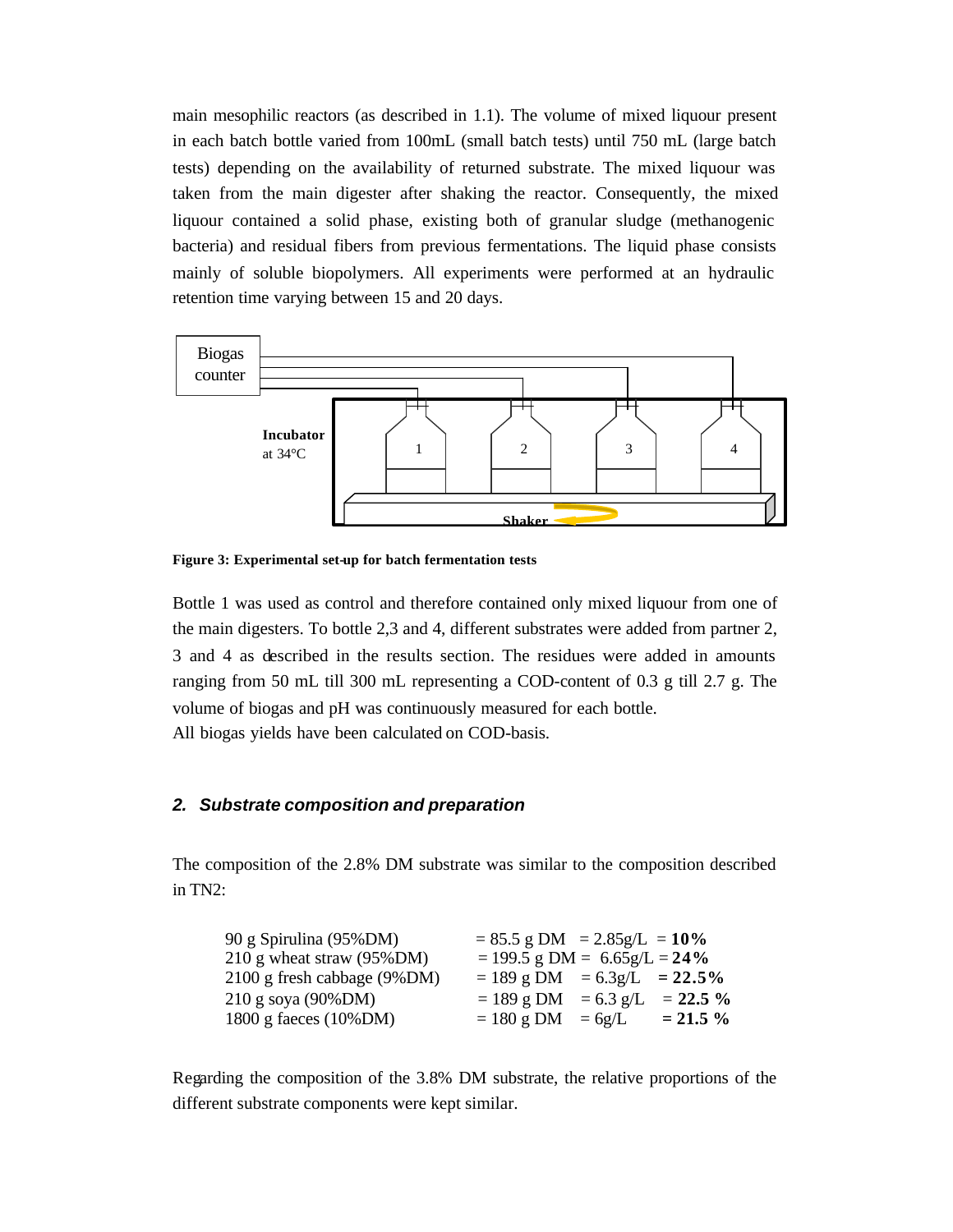main mesophilic reactors (as described in 1.1). The volume of mixed liquour present in each batch bottle varied from 100mL (small batch tests) until 750 mL (large batch tests) depending on the availability of returned substrate. The mixed liquour was taken from the main digester after shaking the reactor. Consequently, the mixed liquour contained a solid phase, existing both of granular sludge (methanogenic bacteria) and residual fibers from previous fermentations. The liquid phase consists mainly of soluble biopolymers. All experiments were performed at an hydraulic retention time varying between 15 and 20 days.

**Figure 3: Experimental set-up for batch fermentation tests**

Bottle 1 was used as control and therefore contained only mixed liquour from one of the main digesters. To bottle 2,3 and 4, different substrates were added from partner 2, 3 and 4 as described in the results section. The residues were added in amounts ranging from 50 mL till 300 mL representing a COD-content of 0.3 g till 2.7 g. The volume of biogas and pH was continuously measured for each bottle.
All biogas yields have been calculated on COD-basis.

## *2. Substrate composition and preparation*

The composition of the 2.8% DM substrate was similar to the composition described in TN2:

| Component | DM | Concentration | Share |
|---|---|---|---|
| 90 g Spirulina (95%DM) | = 85.5 g DM | = 2.85g/L | = **10%** |
| 210 g wheat straw (95%DM) | = 199.5 g DM | = 6.65g/L | = **24%** |
| 2100 g fresh cabbage (9%DM) | = 189 g DM | = 6.3g/L | = **22.5%** |
| 210 g soya (90%DM) | = 189 g DM | = 6.3 g/L | = **22.5 %** |
| 1800 g faeces (10%DM) | = 180 g DM | = 6g/L | = **21.5 %** |

Regarding the composition of the 3.8% DM substrate, the relative proportions of the different substrate components were kept similar.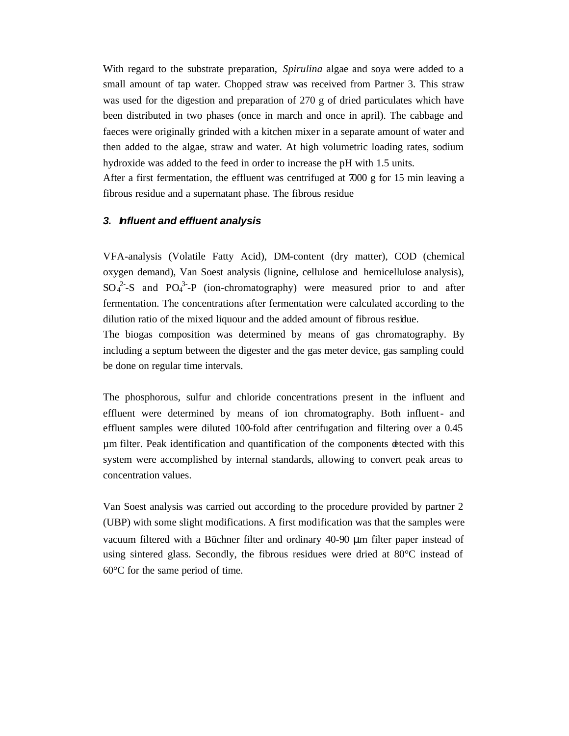With regard to the substrate preparation, *Spirulina* algae and soya were added to a small amount of tap water. Chopped straw was received from Partner 3. This straw was used for the digestion and preparation of 270 g of dried particulates which have been distributed in two phases (once in march and once in april). The cabbage and faeces were originally grinded with a kitchen mixer in a separate amount of water and then added to the algae, straw and water. At high volumetric loading rates, sodium hydroxide was added to the feed in order to increase the pH with 1.5 units.
After a first fermentation, the effluent was centrifuged at 7000 g for 15 min leaving a fibrous residue and a supernatant phase. The fibrous residue

### 3. Influent and effluent analysis

VFA-analysis (Volatile Fatty Acid), DM-content (dry matter), COD (chemical oxygen demand), Van Soest analysis (lignine, cellulose and hemicellulose analysis), $SO_4^{2-}$-S and $PO_4^{3-}$-P (ion-chromatography) were measured prior to and after fermentation. The concentrations after fermentation were calculated according to the dilution ratio of the mixed liquour and the added amount of fibrous residue.
The biogas composition was determined by means of gas chromatography. By including a septum between the digester and the gas meter device, gas sampling could be done on regular time intervals.

The phosphorous, sulfur and chloride concentrations present in the influent and effluent were determined by means of ion chromatography. Both influent- and effluent samples were diluted 100-fold after centrifugation and filtering over a 0.45 µm filter. Peak identification and quantification of the components detected with this system were accomplished by internal standards, allowing to convert peak areas to concentration values.

Van Soest analysis was carried out according to the procedure provided by partner 2 (UBP) with some slight modifications. A first modification was that the samples were vacuum filtered with a Büchner filter and ordinary 40-90 µm filter paper instead of using sintered glass. Secondly, the fibrous residues were dried at 80°C instead of 60°C for the same period of time.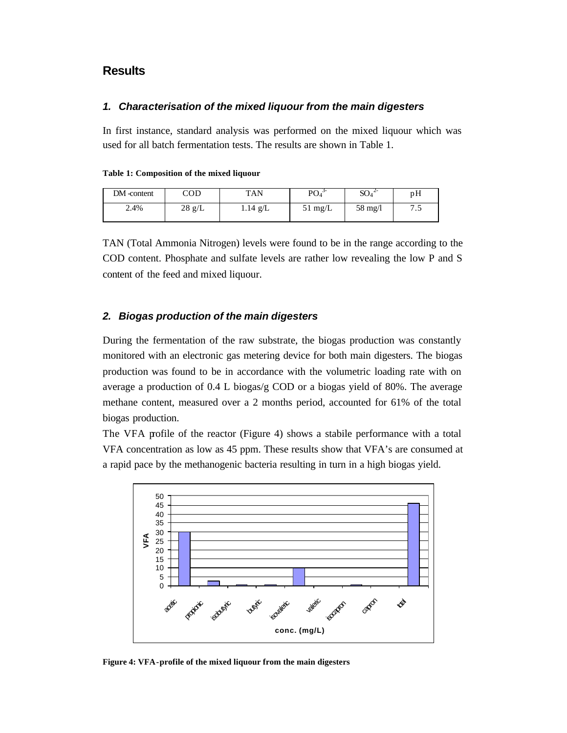## Results

### *1. Characterisation of the mixed liquour from the main digesters*

In first instance, standard analysis was performed on the mixed liquour which was used for all batch fermentation tests. The results are shown in Table 1.

**Table 1: Composition of the mixed liquour**

| DM-content | COD | TAN | $PO_4^{3-}$ | $SO_4^{2-}$ | pH |
|---|---|---|---|---|---|
| 2.4% | 28 g/L | 1.14 g/L | 51 mg/L | 58 mg/l | 7.5 |

TAN (Total Ammonia Nitrogen) levels were found to be in the range according to the COD content. Phosphate and sulfate levels are rather low revealing the low P and S content of the feed and mixed liquour.

### *2. Biogas production of the main digesters*

During the fermentation of the raw substrate, the biogas production was constantly monitored with an electronic gas metering device for both main digesters. The biogas production was found to be in accordance with the volumetric loading rate with on average a production of 0.4 L biogas/g COD or a biogas yield of 80%. The average methane content, measured over a 2 months period, accounted for 61% of the total biogas production.

The VFA profile of the reactor (Figure 4) shows a stabile performance with a total VFA concentration as low as 45 ppm. These results show that VFA's are consumed at a rapid pace by the methanogenic bacteria resulting in turn in a high biogas yield.

**Figure 4: VFA-profile of the mixed liquour from the main digesters**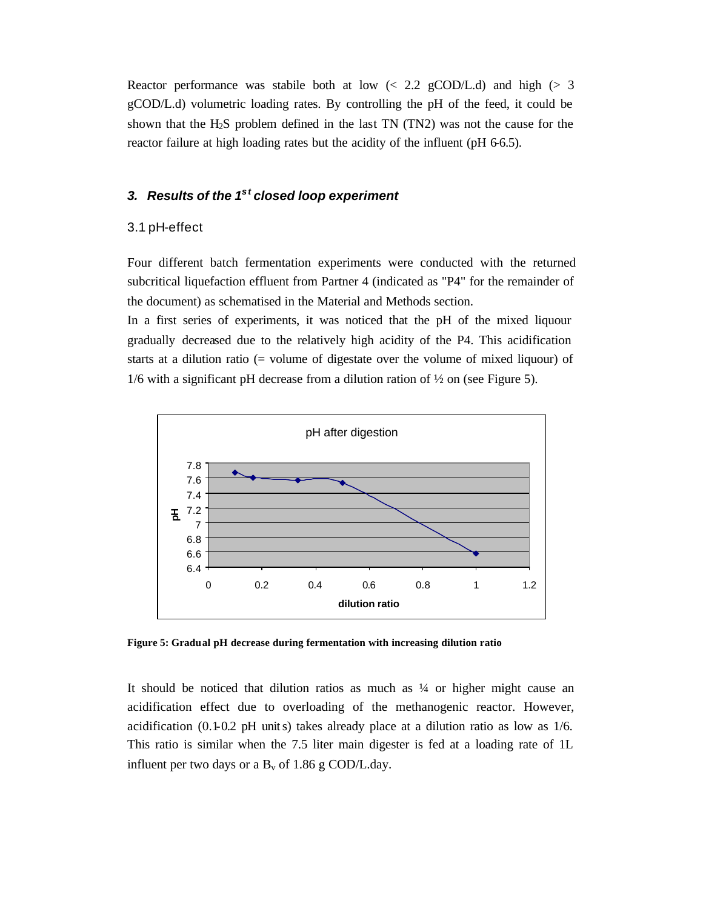Reactor performance was stabile both at low (< 2.2 gCOD/L.d) and high (> 3 gCOD/L.d) volumetric loading rates. By controlling the pH of the feed, it could be shown that the $H_2S$ problem defined in the last TN (TN2) was not the cause for the reactor failure at high loading rates but the acidity of the influent (pH 6-6.5).

### *3. Results of the 1st closed loop experiment*

#### 3.1 pH-effect

Four different batch fermentation experiments were conducted with the returned subcritical liquefaction effluent from Partner 4 (indicated as "P4" for the remainder of the document) as schematised in the Material and Methods section.

In a first series of experiments, it was noticed that the pH of the mixed liquour gradually decreased due to the relatively high acidity of the P4. This acidification starts at a dilution ratio (= volume of digestate over the volume of mixed liquour) of 1/6 with a significant pH decrease from a dilution ration of ½ on (see Figure 5).

**Figure 5: Gradual pH decrease during fermentation with increasing dilution ratio**

It should be noticed that dilution ratios as much as ¼ or higher might cause an acidification effect due to overloading of the methanogenic reactor. However, acidification (0.1-0.2 pH units) takes already place at a dilution ratio as low as 1/6. This ratio is similar when the 7.5 liter main digester is fed at a loading rate of 1L influent per two days or a $B_v$ of 1.86 g COD/L.day.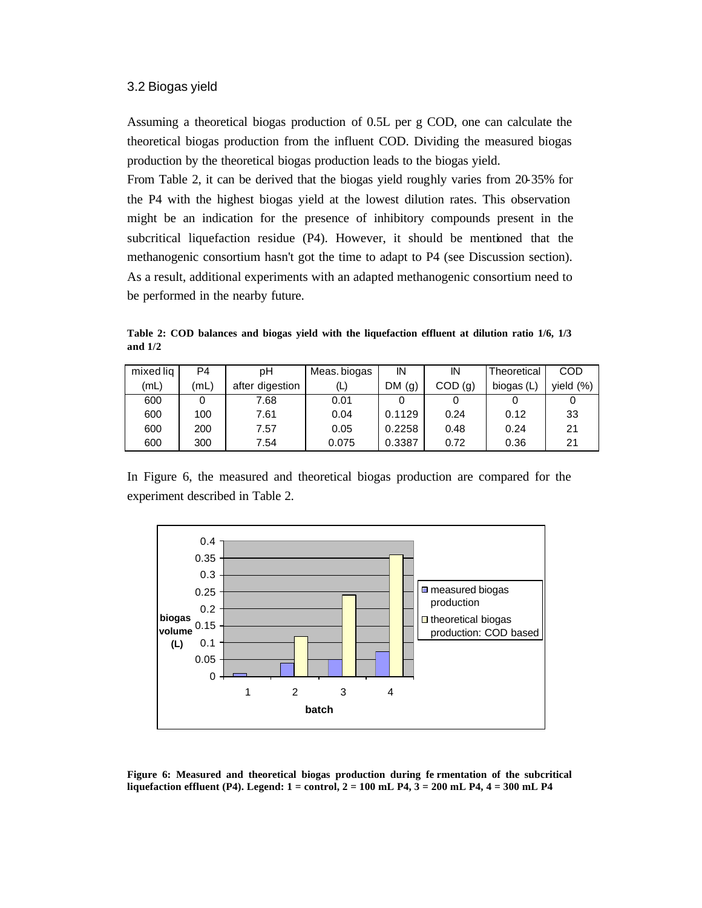### 3.2 Biogas yield

Assuming a theoretical biogas production of 0.5L per g COD, one can calculate the theoretical biogas production from the influent COD. Dividing the measured biogas production by the theoretical biogas production leads to the biogas yield.

From Table 2, it can be derived that the biogas yield roughly varies from 20-35% for the P4 with the highest biogas yield at the lowest dilution rates. This observation might be an indication for the presence of inhibitory compounds present in the subcritical liquefaction residue (P4). However, it should be mentioned that the methanogenic consortium hasn't got the time to adapt to P4 (see Discussion section). As a result, additional experiments with an adapted methanogenic consortium need to be performed in the nearby future.

**Table 2: COD balances and biogas yield with the liquefaction effluent at dilution ratio 1/6, 1/3 and 1/2**

| mixed liq (mL) | P4 (mL) | pH after digestion | Meas. biogas (L) | IN DM (g) | IN COD (g) | Theoretical biogas (L) | COD yield (%) |
|---|---|---|---|---|---|---|---|
| 600 | 0 | 7.68 | 0.01 | 0 | 0 | 0 | 0 |
| 600 | 100 | 7.61 | 0.04 | 0.1129 | 0.24 | 0.12 | 33 |
| 600 | 200 | 7.57 | 0.05 | 0.2258 | 0.48 | 0.24 | 21 |
| 600 | 300 | 7.54 | 0.075 | 0.3387 | 0.72 | 0.36 | 21 |

In Figure 6, the measured and theoretical biogas production are compared for the experiment described in Table 2.

**Figure 6: Measured and theoretical biogas production during fermentation of the subcritical liquefaction effluent (P4). Legend: 1 = control, 2 = 100 mL P4, 3 = 200 mL P4, 4 = 300 mL P4**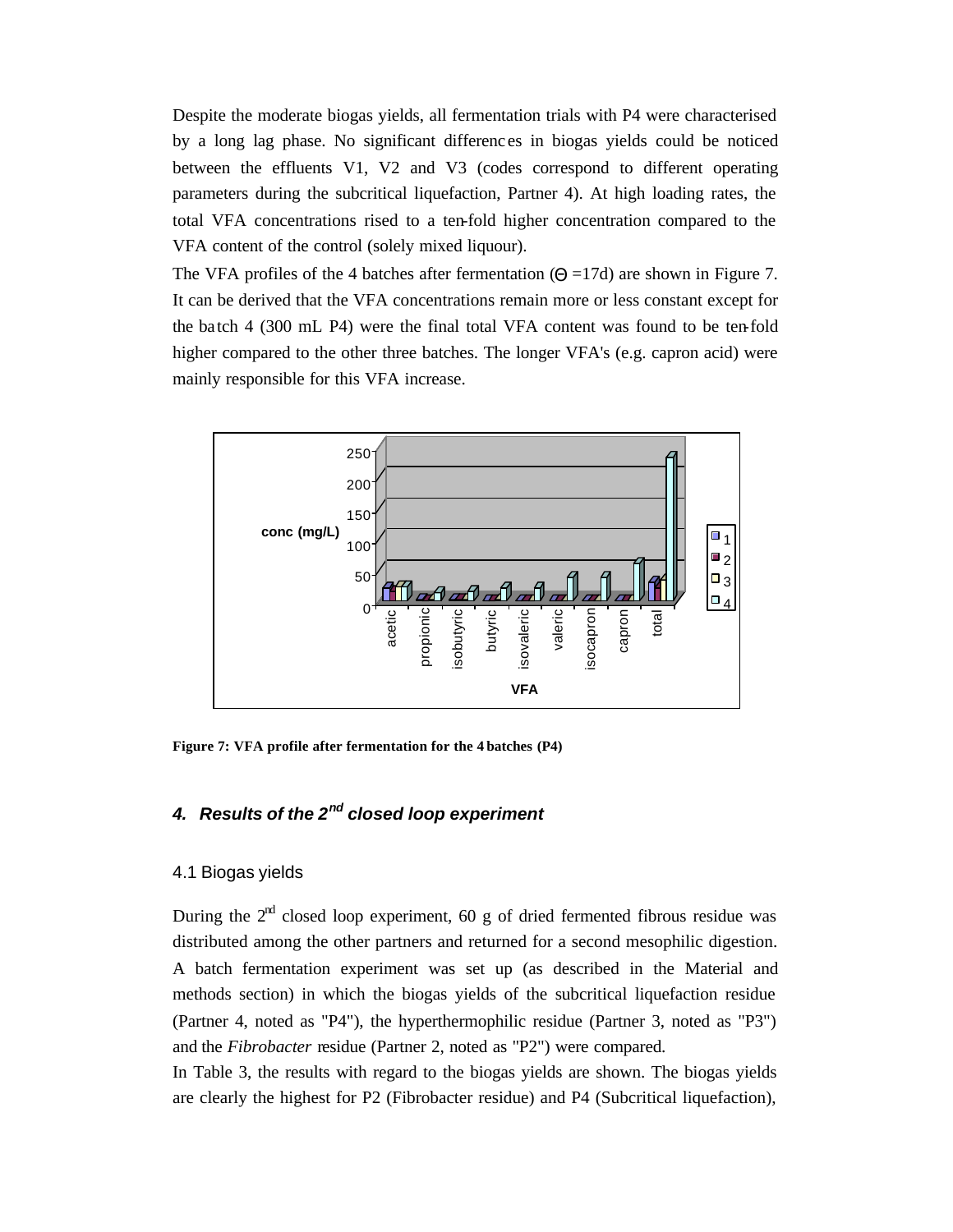Despite the moderate biogas yields, all fermentation trials with P4 were characterised by a long lag phase. No significant differences in biogas yields could be noticed between the effluents V1, V2 and V3 (codes correspond to different operating parameters during the subcritical liquefaction, Partner 4). At high loading rates, the total VFA concentrations rised to a ten-fold higher concentration compared to the VFA content of the control (solely mixed liquour).

The VFA profiles of the 4 batches after fermentation ($\Theta$ =17d) are shown in Figure 7. It can be derived that the VFA concentrations remain more or less constant except for the batch 4 (300 mL P4) were the final total VFA content was found to be ten-fold higher compared to the other three batches. The longer VFA's (e.g. capron acid) were mainly responsible for this VFA increase.

**Figure 7: VFA profile after fermentation for the 4 batches (P4)**

## *4. Results of the 2nd closed loop experiment*

### 4.1 Biogas yields

During the 2nd closed loop experiment, 60 g of dried fermented fibrous residue was distributed among the other partners and returned for a second mesophilic digestion. A batch fermentation experiment was set up (as described in the Material and methods section) in which the biogas yields of the subcritical liquefaction residue (Partner 4, noted as "P4"), the hyperthermophilic residue (Partner 3, noted as "P3") and the *Fibrobacter* residue (Partner 2, noted as "P2") were compared.

In Table 3, the results with regard to the biogas yields are shown. The biogas yields are clearly the highest for P2 (Fibrobacter residue) and P4 (Subcritical liquefaction),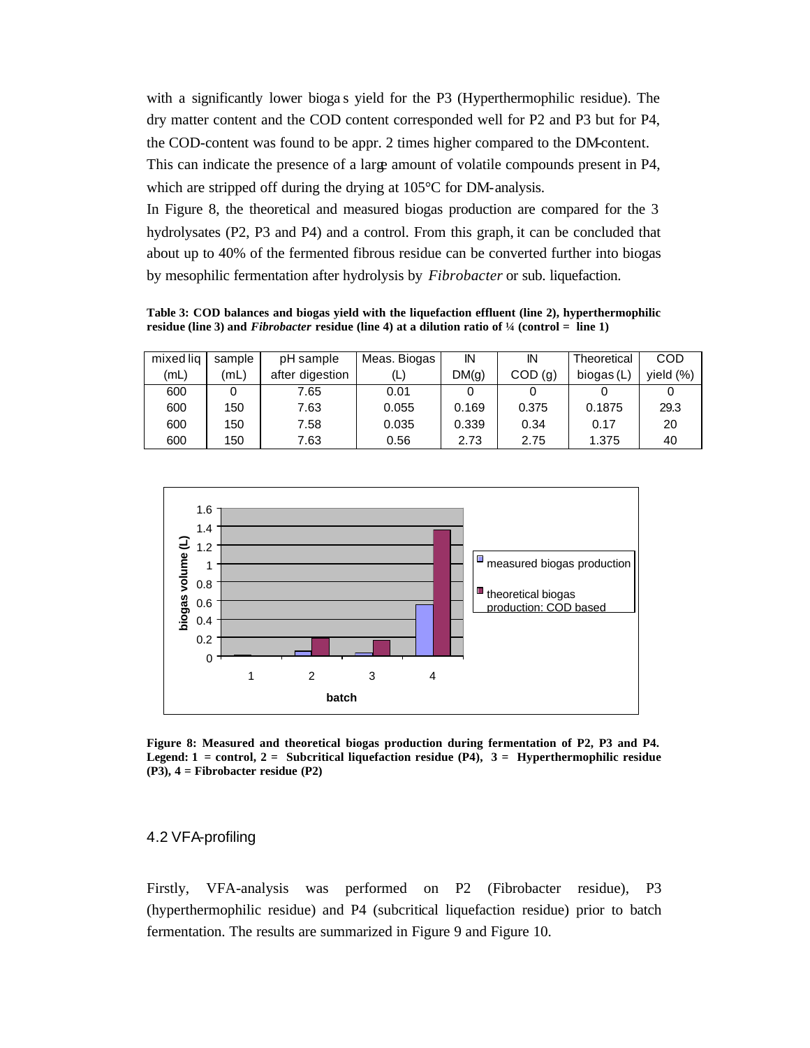with a significantly lower biogas yield for the P3 (Hyperthermophilic residue). The dry matter content and the COD content corresponded well for P2 and P3 but for P4, the COD-content was found to be appr. 2 times higher compared to the DM-content. This can indicate the presence of a large amount of volatile compounds present in P4, which are stripped off during the drying at 105°C for DM-analysis.

In Figure 8, the theoretical and measured biogas production are compared for the 3 hydrolysates (P2, P3 and P4) and a control. From this graph, it can be concluded that about up to 40% of the fermented fibrous residue can be converted further into biogas by mesophilic fermentation after hydrolysis by *Fibrobacter* or sub. liquefaction.

**Table 3: COD balances and biogas yield with the liquefaction effluent (line 2), hyperthermophilic residue (line 3) and *Fibrobacter* residue (line 4) at a dilution ratio of ¼ (control = line 1)**

| mixed liq (mL) | sample (mL) | pH sample after digestion | Meas. Biogas (L) | IN DM(g) | IN COD (g) | Theoretical biogas (L) | COD yield (%) |
|---|---|---|---|---|---|---|---|
| 600 | 0 | 7.65 | 0.01 | 0 | 0 | 0 | 0 |
| 600 | 150 | 7.63 | 0.055 | 0.169 | 0.375 | 0.1875 | 29.3 |
| 600 | 150 | 7.58 | 0.035 | 0.339 | 0.34 | 0.17 | 20 |
| 600 | 150 | 7.63 | 0.56 | 2.73 | 2.75 | 1.375 | 40 |

**Figure 8: Measured and theoretical biogas production during fermentation of P2, P3 and P4. Legend: 1 = control, 2 = Subcritical liquefaction residue (P4), 3 = Hyperthermophilic residue (P3), 4 = Fibrobacter residue (P2)**

## 4.2 VFA-profiling

Firstly, VFA-analysis was performed on P2 (Fibrobacter residue), P3 (hyperthermophilic residue) and P4 (subcritical liquefaction residue) prior to batch fermentation. The results are summarized in Figure 9 and Figure 10.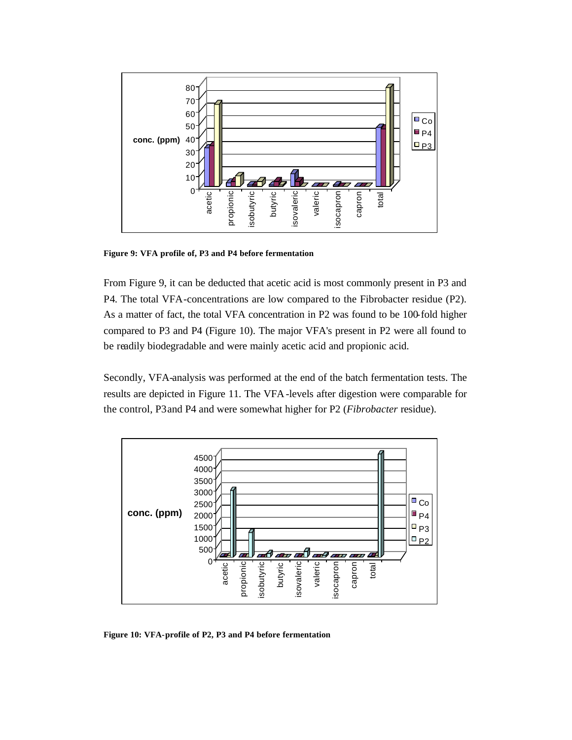**Figure 9: VFA profile of, P3 and P4 before fermentation**

From Figure 9, it can be deducted that acetic acid is most commonly present in P3 and P4. The total VFA-concentrations are low compared to the Fibrobacter residue (P2). As a matter of fact, the total VFA concentration in P2 was found to be 100-fold higher compared to P3 and P4 (Figure 10). The major VFA's present in P2 were all found to be readily biodegradable and were mainly acetic acid and propionic acid.

Secondly, VFA-analysis was performed at the end of the batch fermentation tests. The results are depicted in Figure 11. The VFA-levels after digestion were comparable for the control, P3 and P4 and were somewhat higher for P2 (*Fibrobacter* residue).

**Figure 10: VFA-profile of P2, P3 and P4 before fermentation**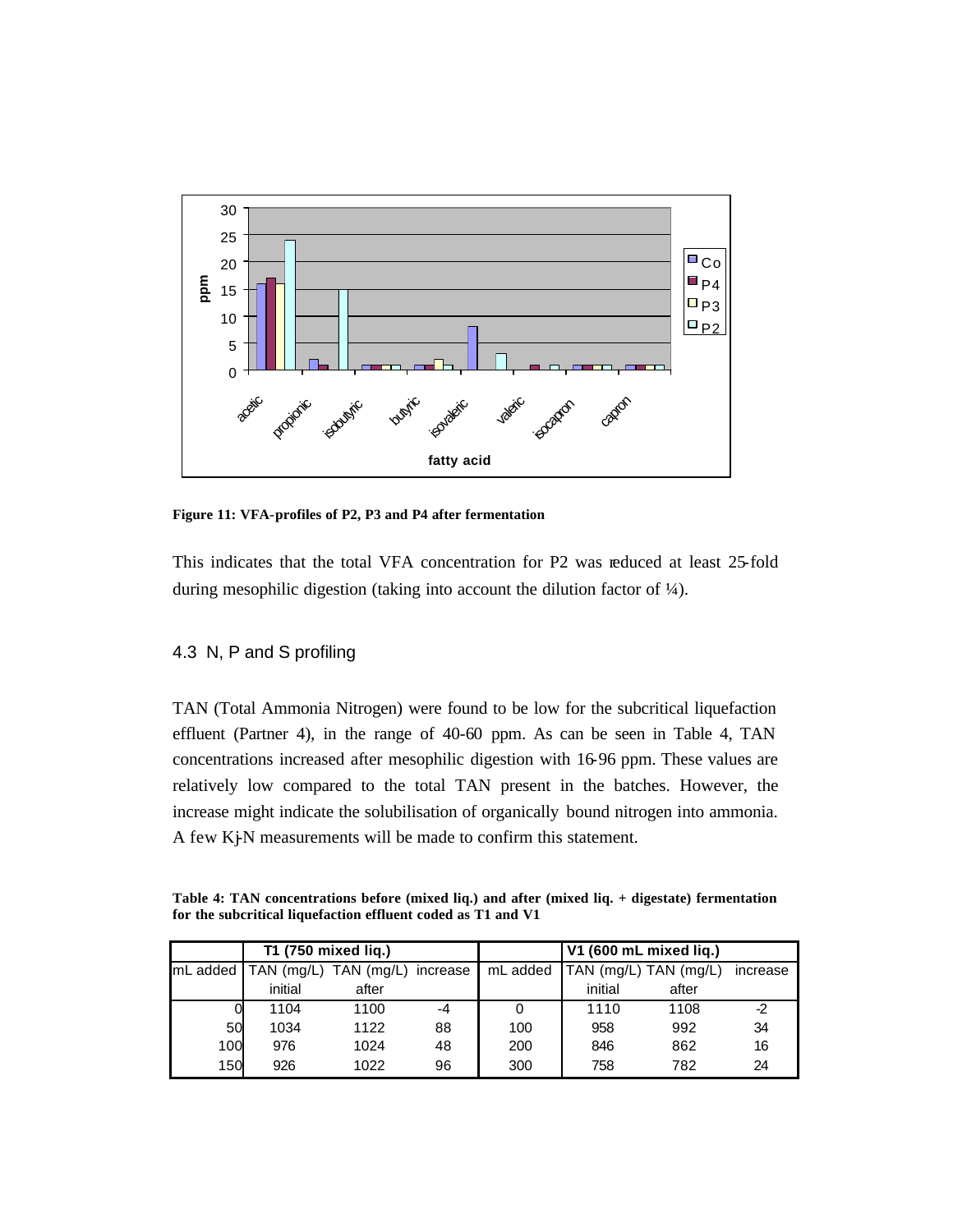**Figure 11: VFA-profiles of P2, P3 and P4 after fermentation**

This indicates that the total VFA concentration for P2 was reduced at least 25-fold during mesophilic digestion (taking into account the dilution factor of ¼).

## 4.3 N, P and S profiling

TAN (Total Ammonia Nitrogen) were found to be low for the subcritical liquefaction effluent (Partner 4), in the range of 40-60 ppm. As can be seen in Table 4, TAN concentrations increased after mesophilic digestion with 16-96 ppm. These values are relatively low compared to the total TAN present in the batches. However, the increase might indicate the solubilisation of organically bound nitrogen into ammonia. A few Kj-N measurements will be made to confirm this statement.

**Table 4: TAN concentrations before (mixed liq.) and after (mixed liq. + digestate) fermentation for the subcritical liquefaction effluent coded as T1 and V1**

| | T1 (750 mixed liq.) | | | | V1 (600 mL mixed liq.) | | |
|---|---|---|---|---|---|---|---|
| mL added | TAN (mg/L) initial | TAN (mg/L) after | increase | mL added | TAN (mg/L) initial | TAN (mg/L) after | increase |
| 0 | 1104 | 1100 | -4 | 0 | 1110 | 1108 | -2 |
| 50 | 1034 | 1122 | 88 | 100 | 958 | 992 | 34 |
| 100 | 976 | 1024 | 48 | 200 | 846 | 862 | 16 |
| 150 | 926 | 1022 | 96 | 300 | 758 | 782 | 24 |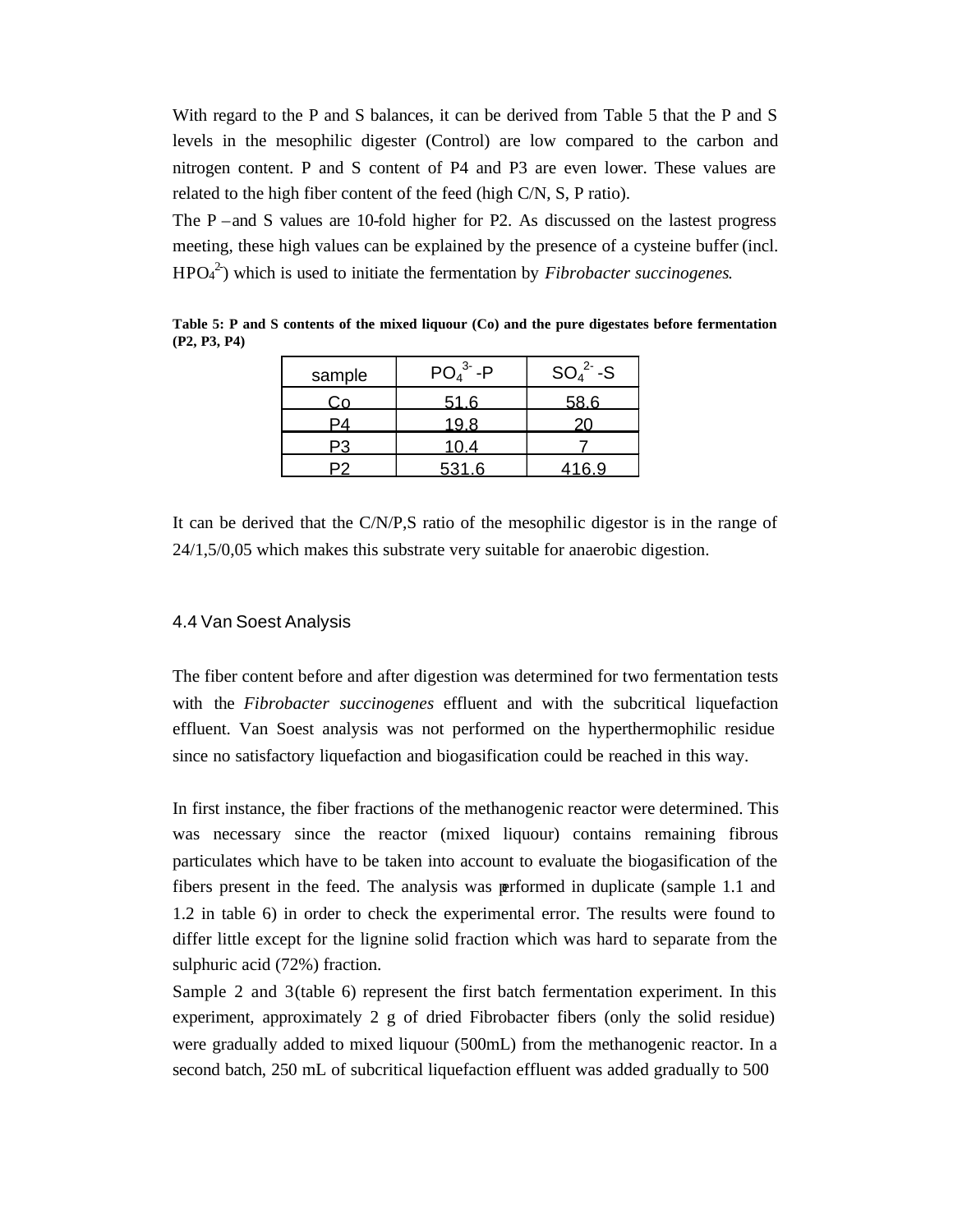With regard to the P and S balances, it can be derived from Table 5 that the P and S levels in the mesophilic digester (Control) are low compared to the carbon and nitrogen content. P and S content of P4 and P3 are even lower. These values are related to the high fiber content of the feed (high C/N, S, P ratio).

The P – and S values are 10-fold higher for P2. As discussed on the lastest progress meeting, these high values can be explained by the presence of a cysteine buffer (incl. $HPO_4^{2-}$) which is used to initiate the fermentation by *Fibrobacter succinogenes*.

**Table 5: P and S contents of the mixed liquour (Co) and the pure digestates before fermentation (P2, P3, P4)**

| sample | $PO_4^{3-}$ -P | $SO_4^{2-}$ -S |
|---|---|---|
| Co | 51.6 | 58.6 |
| P4 | 19.8 | 20 |
| P3 | 10.4 | 7 |
| P2 | 531.6 | 416.9 |

It can be derived that the C/N/P,S ratio of the mesophilic digestor is in the range of 24/1,5/0,05 which makes this substrate very suitable for anaerobic digestion.

## 4.4 Van Soest Analysis

The fiber content before and after digestion was determined for two fermentation tests with the *Fibrobacter succinogenes* effluent and with the subcritical liquefaction effluent. Van Soest analysis was not performed on the hyperthermophilic residue since no satisfactory liquefaction and biogasification could be reached in this way.

In first instance, the fiber fractions of the methanogenic reactor were determined. This was necessary since the reactor (mixed liquour) contains remaining fibrous particulates which have to be taken into account to evaluate the biogasification of the fibers present in the feed. The analysis was performed in duplicate (sample 1.1 and 1.2 in table 6) in order to check the experimental error. The results were found to differ little except for the lignine solid fraction which was hard to separate from the sulphuric acid (72%) fraction.

Sample 2 and 3(table 6) represent the first batch fermentation experiment. In this experiment, approximately 2 g of dried Fibrobacter fibers (only the solid residue) were gradually added to mixed liquour (500mL) from the methanogenic reactor. In a second batch, 250 mL of subcritical liquefaction effluent was added gradually to 500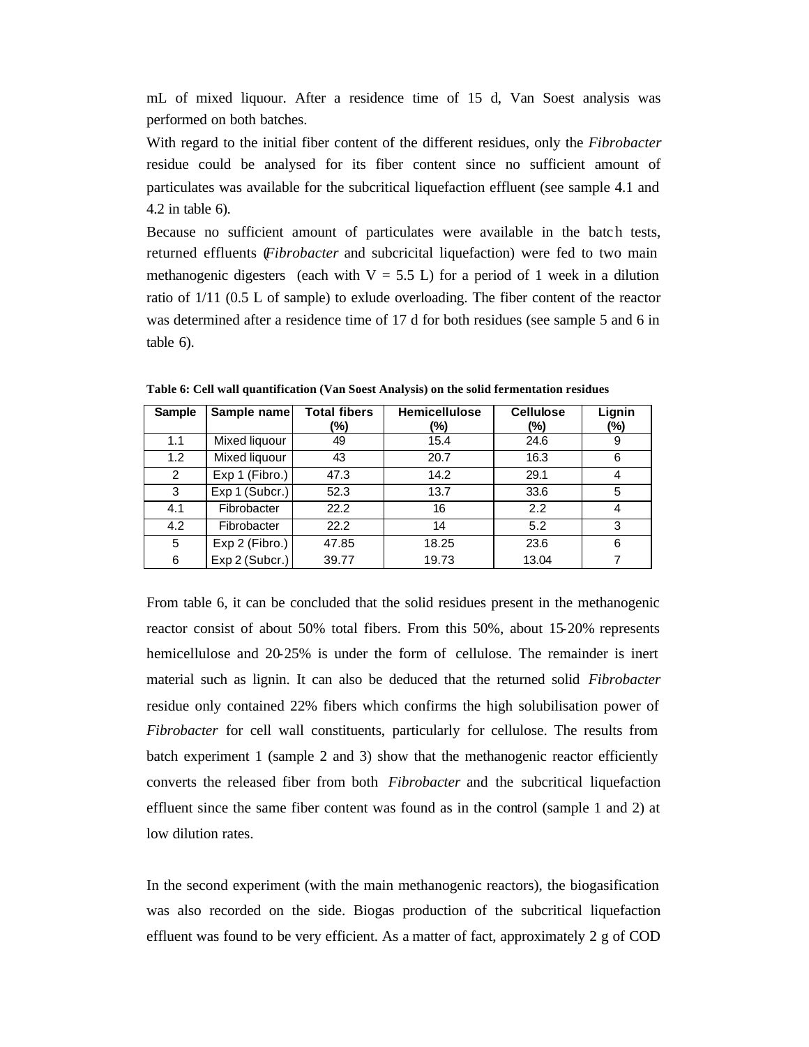mL of mixed liquour. After a residence time of 15 d, Van Soest analysis was performed on both batches.

With regard to the initial fiber content of the different residues, only the *Fibrobacter* residue could be analysed for its fiber content since no sufficient amount of particulates was available for the subcritical liquefaction effluent (see sample 4.1 and 4.2 in table 6).

Because no sufficient amount of particulates were available in the batch tests, returned effluents (*Fibrobacter* and subcricital liquefaction) were fed to two main methanogenic digesters (each with V = 5.5 L) for a period of 1 week in a dilution ratio of 1/11 (0.5 L of sample) to exlude overloading. The fiber content of the reactor was determined after a residence time of 17 d for both residues (see sample 5 and 6 in table 6).

**Table 6: Cell wall quantification (Van Soest Analysis) on the solid fermentation residues**

| Sample | Sample name | Total fibers (%) | Hemicellulose (%) | Cellulose (%) | Lignin (%) |
|---|---|---|---|---|---|
| 1.1 | Mixed liquour | 49 | 15.4 | 24.6 | 9 |
| 1.2 | Mixed liquour | 43 | 20.7 | 16.3 | 6 |
| 2 | Exp 1 (Fibro.) | 47.3 | 14.2 | 29.1 | 4 |
| 3 | Exp 1 (Subcr.) | 52.3 | 13.7 | 33.6 | 5 |
| 4.1 | Fibrobacter | 22.2 | 16 | 2.2 | 4 |
| 4.2 | Fibrobacter | 22.2 | 14 | 5.2 | 3 |
| 5 | Exp 2 (Fibro.) | 47.85 | 18.25 | 23.6 | 6 |
| 6 | Exp 2 (Subcr.) | 39.77 | 19.73 | 13.04 | 7 |

From table 6, it can be concluded that the solid residues present in the methanogenic reactor consist of about 50% total fibers. From this 50%, about 15-20% represents hemicellulose and 20-25% is under the form of cellulose. The remainder is inert material such as lignin. It can also be deduced that the returned solid *Fibrobacter* residue only contained 22% fibers which confirms the high solubilisation power of *Fibrobacter* for cell wall constituents, particularly for cellulose. The results from batch experiment 1 (sample 2 and 3) show that the methanogenic reactor efficiently converts the released fiber from both *Fibrobacter* and the subcritical liquefaction effluent since the same fiber content was found as in the control (sample 1 and 2) at low dilution rates.

In the second experiment (with the main methanogenic reactors), the biogasification was also recorded on the side. Biogas production of the subcritical liquefaction effluent was found to be very efficient. As a matter of fact, approximately 2 g of COD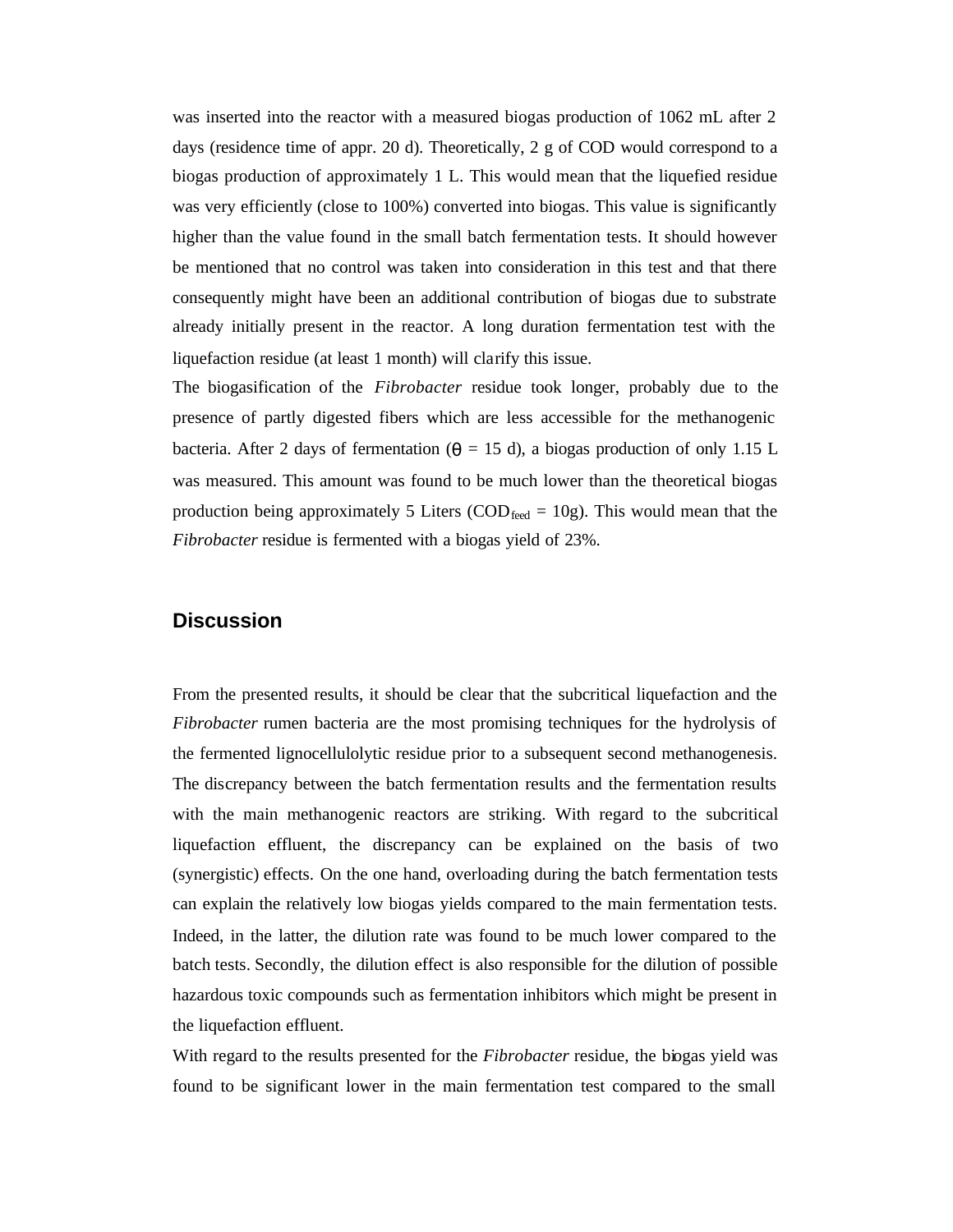was inserted into the reactor with a measured biogas production of 1062 mL after 2 days (residence time of appr. 20 d). Theoretically, 2 g of COD would correspond to a biogas production of approximately 1 L. This would mean that the liquefied residue was very efficiently (close to 100%) converted into biogas. This value is significantly higher than the value found in the small batch fermentation tests. It should however be mentioned that no control was taken into consideration in this test and that there consequently might have been an additional contribution of biogas due to substrate already initially present in the reactor. A long duration fermentation test with the liquefaction residue (at least 1 month) will clarify this issue.

The biogasification of the *Fibrobacter* residue took longer, probably due to the presence of partly digested fibers which are less accessible for the methanogenic bacteria. After 2 days of fermentation ($\theta$ = 15 d), a biogas production of only 1.15 L was measured. This amount was found to be much lower than the theoretical biogas production being approximately 5 Liters ($COD_{feed}$ = 10g). This would mean that the *Fibrobacter* residue is fermented with a biogas yield of 23%.

## Discussion

From the presented results, it should be clear that the subcritical liquefaction and the *Fibrobacter* rumen bacteria are the most promising techniques for the hydrolysis of the fermented lignocellulolytic residue prior to a subsequent second methanogenesis. The discrepancy between the batch fermentation results and the fermentation results with the main methanogenic reactors are striking. With regard to the subcritical liquefaction effluent, the discrepancy can be explained on the basis of two (synergistic) effects. On the one hand, overloading during the batch fermentation tests can explain the relatively low biogas yields compared to the main fermentation tests. Indeed, in the latter, the dilution rate was found to be much lower compared to the batch tests. Secondly, the dilution effect is also responsible for the dilution of possible hazardous toxic compounds such as fermentation inhibitors which might be present in the liquefaction effluent.

With regard to the results presented for the *Fibrobacter* residue, the biogas yield was found to be significant lower in the main fermentation test compared to the small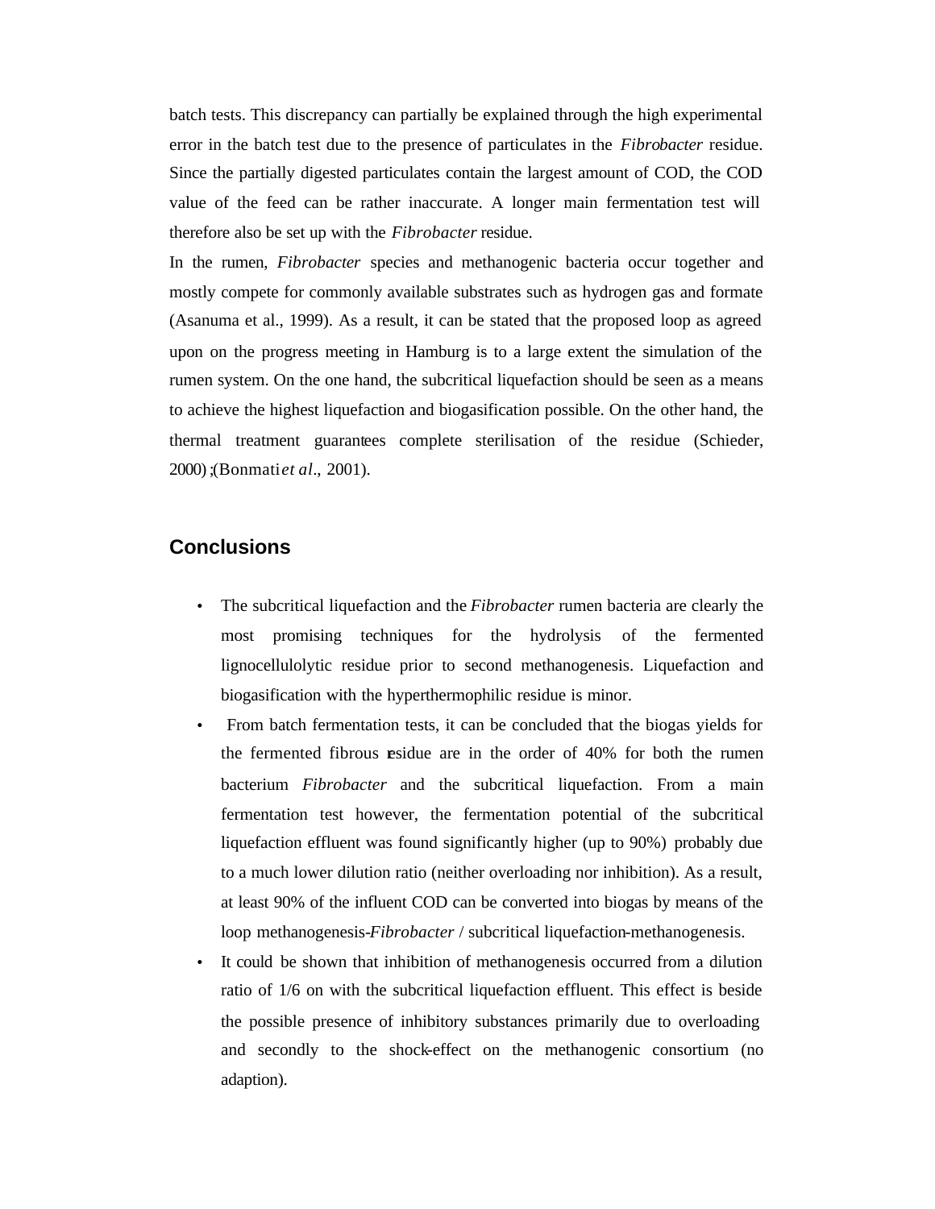batch tests. This discrepancy can partially be explained through the high experimental error in the batch test due to the presence of particulates in the *Fibrobacter* residue. Since the partially digested particulates contain the largest amount of COD, the COD value of the feed can be rather inaccurate. A longer main fermentation test will therefore also be set up with the *Fibrobacter* residue.

In the rumen, *Fibrobacter* species and methanogenic bacteria occur together and mostly compete for commonly available substrates such as hydrogen gas and formate (Asanuma et al., 1999). As a result, it can be stated that the proposed loop as agreed upon on the progress meeting in Hamburg is to a large extent the simulation of the rumen system. On the one hand, the subcritical liquefaction should be seen as a means to achieve the highest liquefaction and biogasification possible. On the other hand, the thermal treatment guarantees complete sterilisation of the residue (Schieder, 2000);(Bonmati *et al*., 2001).

## Conclusions

- The subcritical liquefaction and the *Fibrobacter* rumen bacteria are clearly the most promising techniques for the hydrolysis of the fermented lignocellulolytic residue prior to second methanogenesis. Liquefaction and biogasification with the hyperthermophilic residue is minor.
- From batch fermentation tests, it can be concluded that the biogas yields for the fermented fibrous residue are in the order of 40% for both the rumen bacterium *Fibrobacter* and the subcritical liquefaction. From a main fermentation test however, the fermentation potential of the subcritical liquefaction effluent was found significantly higher (up to 90%) probably due to a much lower dilution ratio (neither overloading nor inhibition). As a result, at least 90% of the influent COD can be converted into biogas by means of the loop methanogenesis-*Fibrobacter* / subcritical liquefaction-methanogenesis.
- It could be shown that inhibition of methanogenesis occurred from a dilution ratio of 1/6 on with the subcritical liquefaction effluent. This effect is beside the possible presence of inhibitory substances primarily due to overloading and secondly to the shock-effect on the methanogenic consortium (no adaption).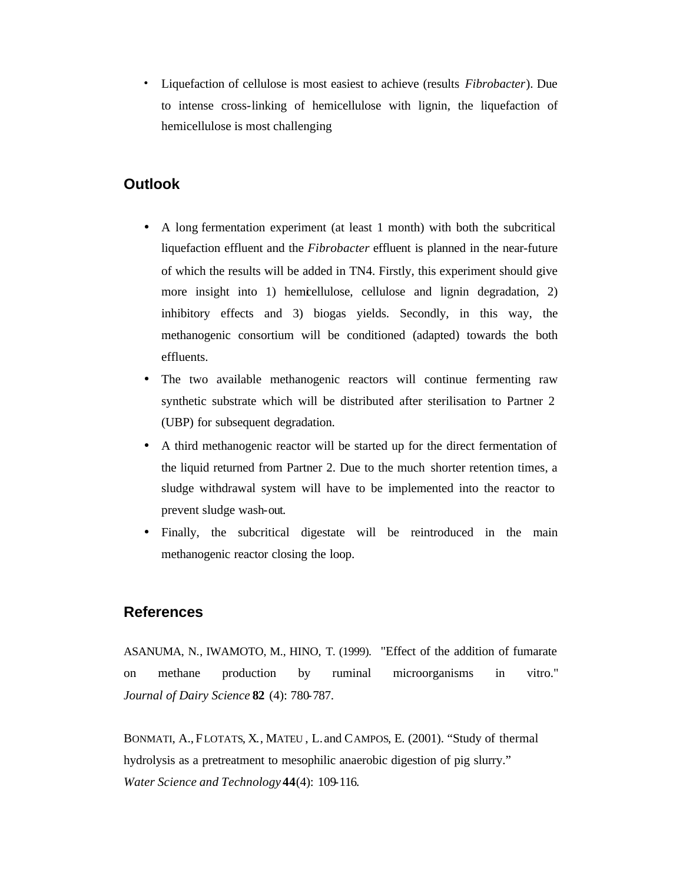- Liquefaction of cellulose is most easiest to achieve (results *Fibrobacter*). Due to intense cross-linking of hemicellulose with lignin, the liquefaction of hemicellulose is most challenging

## Outlook

- A long fermentation experiment (at least 1 month) with both the subcritical liquefaction effluent and the *Fibrobacter* effluent is planned in the near-future of which the results will be added in TN4. Firstly, this experiment should give more insight into 1) hemicellulose, cellulose and lignin degradation, 2) inhibitory effects and 3) biogas yields. Secondly, in this way, the methanogenic consortium will be conditioned (adapted) towards the both effluents.
- The two available methanogenic reactors will continue fermenting raw synthetic substrate which will be distributed after sterilisation to Partner 2 (UBP) for subsequent degradation.
- A third methanogenic reactor will be started up for the direct fermentation of the liquid returned from Partner 2. Due to the much shorter retention times, a sludge withdrawal system will have to be implemented into the reactor to prevent sludge wash-out.
- Finally, the subcritical digestate will be reintroduced in the main methanogenic reactor closing the loop.

## References

ASANUMA, N., IWAMOTO, M., HINO, T. (1999). "Effect of the addition of fumarate on methane production by ruminal microorganisms in vitro." *Journal of Dairy Science* **82** (4): 780-787.

BONMATI, A., FLOTATS, X., MATEU, L. and CAMPOS, E. (2001). "Study of thermal hydrolysis as a pretreatment to mesophilic anaerobic digestion of pig slurry." *Water Science and Technology* **44**(4): 109-116.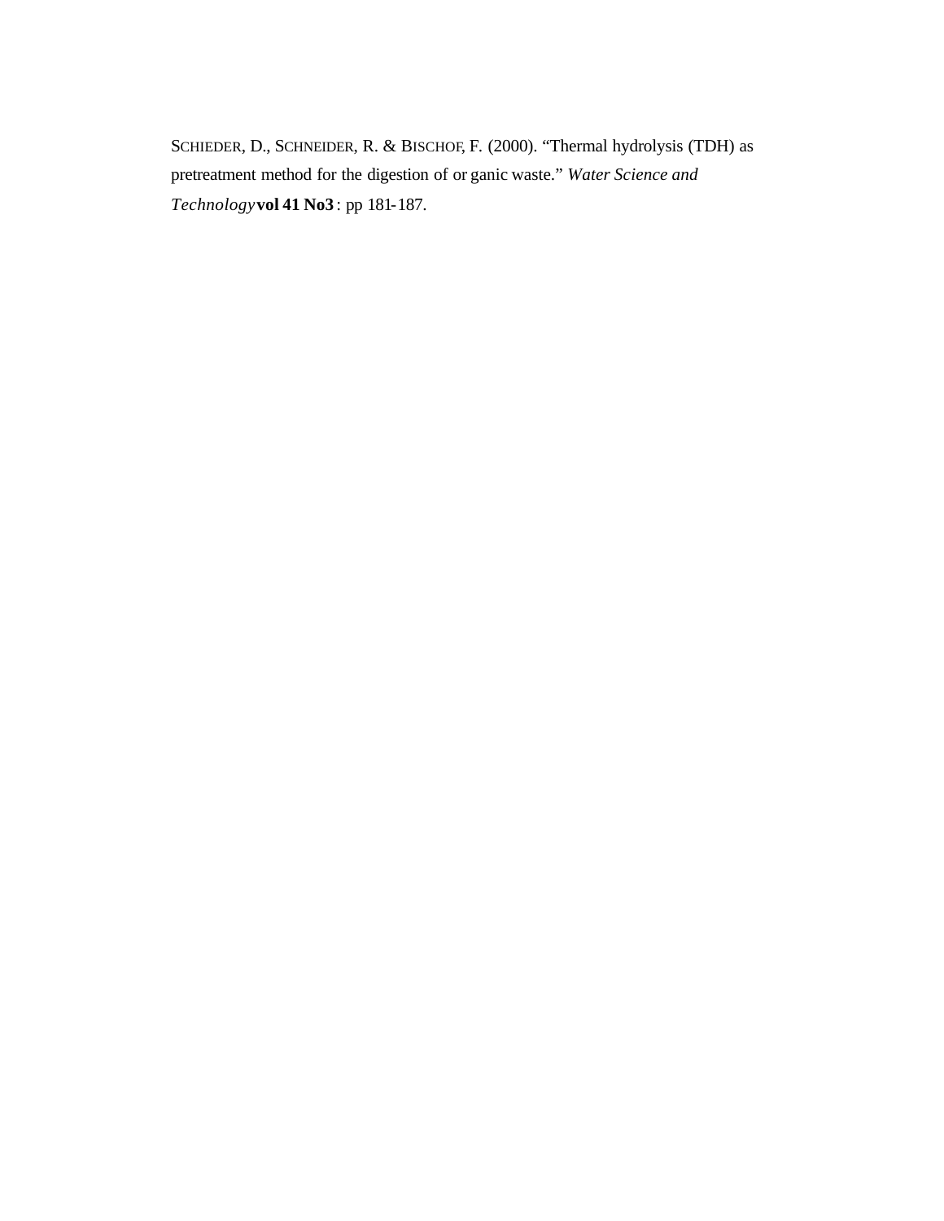SCHIEDER, D., SCHNEIDER, R. & BISCHOF, F. (2000). "Thermal hydrolysis (TDH) as pretreatment method for the digestion of or ganic waste." *Water Science and Technology* **vol 41 No3** : pp 181-187.